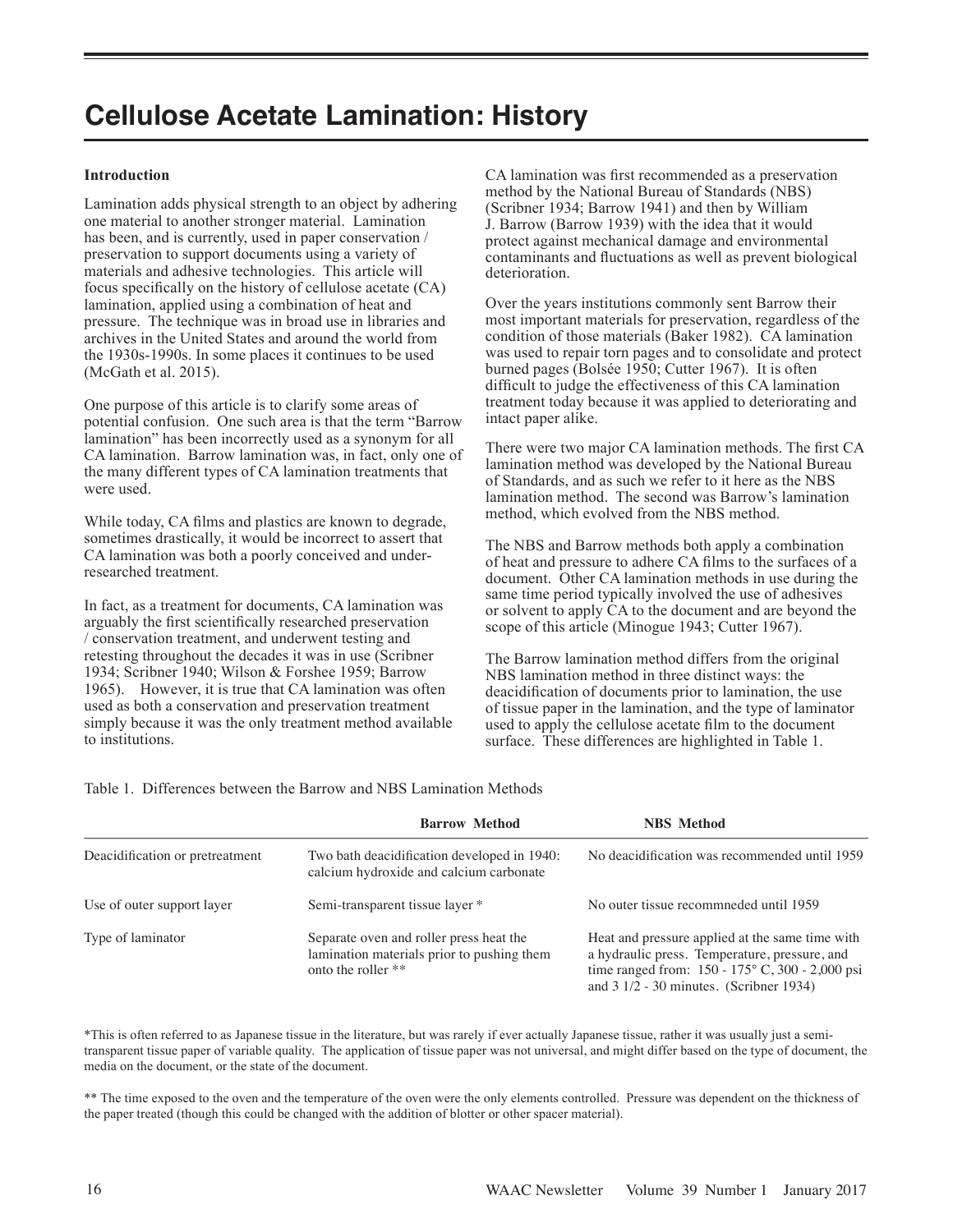# Cellulose Acetate Lamination: History

**Introduction**

Lamination adds physical strength to an object by adhering one material to another stronger material. Lamination has been, and is currently, used in paper conservation / preservation to support documents using a variety of materials and adhesive technologies. This article will focus specifically on the history of cellulose acetate (CA) lamination, applied using a combination of heat and pressure. The technique was in broad use in libraries and archives in the United States and around the world from the 1930s-1990s. In some places it continues to be used (McGath et al. 2015).

One purpose of this article is to clarify some areas of potential confusion. One such area is that the term "Barrow lamination" has been incorrectly used as a synonym for all CA lamination. Barrow lamination was, in fact, only one of the many different types of CA lamination treatments that were used.

While today, CA films and plastics are known to degrade, sometimes drastically, it would be incorrect to assert that CA lamination was both a poorly conceived and under-researched treatment.

In fact, as a treatment for documents, CA lamination was arguably the first scientifically researched preservation / conservation treatment, and underwent testing and retesting throughout the decades it was in use (Scribner 1934; Scribner 1940; Wilson & Forshee 1959; Barrow 1965). However, it is true that CA lamination was often used as both a conservation and preservation treatment simply because it was the only treatment method available to institutions.

CA lamination was first recommended as a preservation method by the National Bureau of Standards (NBS) (Scribner 1934; Barrow 1941) and then by William J. Barrow (Barrow 1939) with the idea that it would protect against mechanical damage and environmental contaminants and fluctuations as well as prevent biological deterioration.

Over the years institutions commonly sent Barrow their most important materials for preservation, regardless of the condition of those materials (Baker 1982). CA lamination was used to repair torn pages and to consolidate and protect burned pages (Bolsée 1950; Cutter 1967). It is often difficult to judge the effectiveness of this CA lamination treatment today because it was applied to deteriorating and intact paper alike.

There were two major CA lamination methods. The first CA lamination method was developed by the National Bureau of Standards, and as such we refer to it here as the NBS lamination method. The second was Barrow's lamination method, which evolved from the NBS method.

The NBS and Barrow methods both apply a combination of heat and pressure to adhere CA films to the surfaces of a document. Other CA lamination methods in use during the same time period typically involved the use of adhesives or solvent to apply CA to the document and are beyond the scope of this article (Minogue 1943; Cutter 1967).

The Barrow lamination method differs from the original NBS lamination method in three distinct ways: the deacidification of documents prior to lamination, the use of tissue paper in the lamination, and the type of laminator used to apply the cellulose acetate film to the document surface. These differences are highlighted in Table 1.

Table 1. Differences between the Barrow and NBS Lamination Methods

| | Barrow Method | NBS Method |
|---|---|---|
| Deacidification or pretreatment | Two bath deacidification developed in 1940: calcium hydroxide and calcium carbonate | No deacidification was recommended until 1959 |
| Use of outer support layer | Semi-transparent tissue layer * | No outer tissue recommneded until 1959 |
| Type of laminator | Separate oven and roller press heat the lamination materials prior to pushing them onto the roller ** | Heat and pressure applied at the same time with a hydraulic press. Temperature, pressure, and time ranged from: 150 - 175° C, 300 - 2,000 psi and 3 1/2 - 30 minutes. (Scribner 1934) |

*This is often referred to as Japanese tissue in the literature, but was rarely if ever actually Japanese tissue, rather it was usually just a semi-transparent tissue paper of variable quality. The application of tissue paper was not universal, and might differ based on the type of document, the media on the document, or the state of the document.

** The time exposed to the oven and the temperature of the oven were the only elements controlled. Pressure was dependent on the thickness of the paper treated (though this could be changed with the addition of blotter or other spacer material).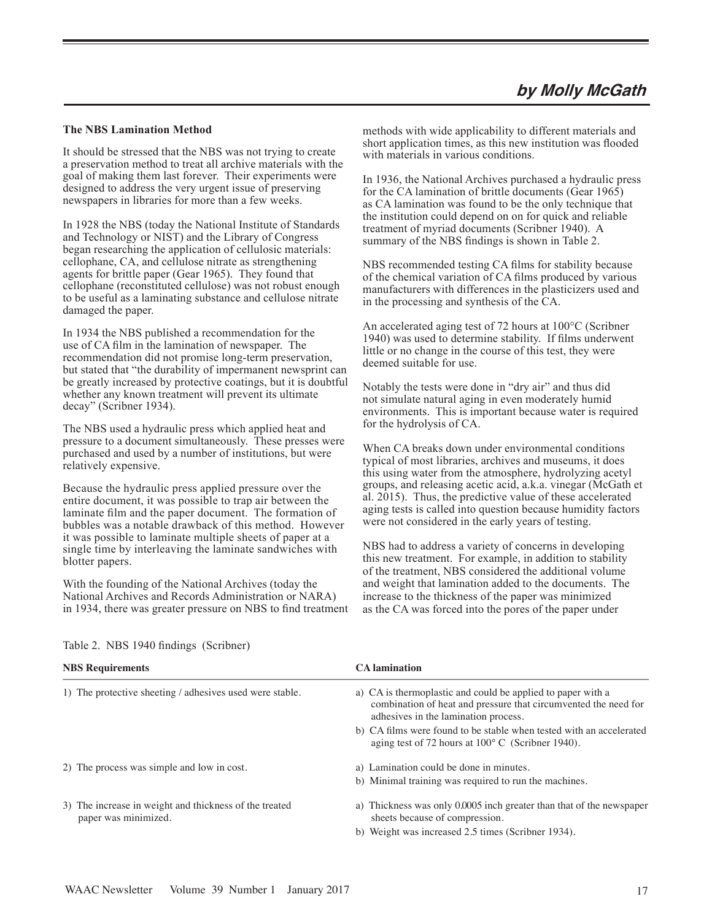*by Molly McGath*

### The NBS Lamination Method

It should be stressed that the NBS was not trying to create a preservation method to treat all archive materials with the goal of making them last forever. Their experiments were designed to address the very urgent issue of preserving newspapers in libraries for more than a few weeks.

In 1928 the NBS (today the National Institute of Standards and Technology or NIST) and the Library of Congress began researching the application of cellulosic materials: cellophane, CA, and cellulose nitrate as strengthening agents for brittle paper (Gear 1965). They found that cellophane (reconstituted cellulose) was not robust enough to be useful as a laminating substance and cellulose nitrate damaged the paper.

In 1934 the NBS published a recommendation for the use of CA film in the lamination of newspaper. The recommendation did not promise long-term preservation, but stated that "the durability of impermanent newsprint can be greatly increased by protective coatings, but it is doubtful whether any known treatment will prevent its ultimate decay" (Scribner 1934).

The NBS used a hydraulic press which applied heat and pressure to a document simultaneously. These presses were purchased and used by a number of institutions, but were relatively expensive.

Because the hydraulic press applied pressure over the entire document, it was possible to trap air between the laminate film and the paper document. The formation of bubbles was a notable drawback of this method. However it was possible to laminate multiple sheets of paper at a single time by interleaving the laminate sandwiches with blotter papers.

With the founding of the National Archives (today the National Archives and Records Administration or NARA) in 1934, there was greater pressure on NBS to find treatment methods with wide applicability to different materials and short application times, as this new institution was flooded with materials in various conditions.

In 1936, the National Archives purchased a hydraulic press for the CA lamination of brittle documents (Gear 1965) as CA lamination was found to be the only technique that the institution could depend on on for quick and reliable treatment of myriad documents (Scribner 1940). A summary of the NBS findings is shown in Table 2.

NBS recommended testing CA films for stability because of the chemical variation of CA films produced by various manufacturers with differences in the plasticizers used and in the processing and synthesis of the CA.

An accelerated aging test of 72 hours at 100°C (Scribner 1940) was used to determine stability. If films underwent little or no change in the course of this test, they were deemed suitable for use.

Notably the tests were done in "dry air" and thus did not simulate natural aging in even moderately humid environments. This is important because water is required for the hydrolysis of CA.

When CA breaks down under environmental conditions typical of most libraries, archives and museums, it does this using water from the atmosphere, hydrolyzing acetyl groups, and releasing acetic acid, a.k.a. vinegar (McGath et al. 2015). Thus, the predictive value of these accelerated aging tests is called into question because humidity factors were not considered in the early years of testing.

NBS had to address a variety of concerns in developing this new treatment. For example, in addition to stability of the treatment, NBS considered the additional volume and weight that lamination added to the documents. The increase to the thickness of the paper was minimized as the CA was forced into the pores of the paper under

Table 2. NBS 1940 findings (Scribner)

| NBS Requirements | CA lamination |
| --- | --- |
| 1) The protective sheeting / adhesives used were stable. | a) CA is thermoplastic and could be applied to paper with a combination of heat and pressure that circumvented the need for adhesives in the lamination process.<br>b) CA films were found to be stable when tested with an accelerated aging test of 72 hours at 100° C (Scribner 1940). |
| 2) The process was simple and low in cost. | a) Lamination could be done in minutes.<br>b) Minimal training was required to run the machines. |
| 3) The increase in weight and thickness of the treated paper was minimized. | a) Thickness was only 0.0005 inch greater than that of the newspaper sheets because of compression.<br>b) Weight was increased 2.5 times (Scribner 1934). |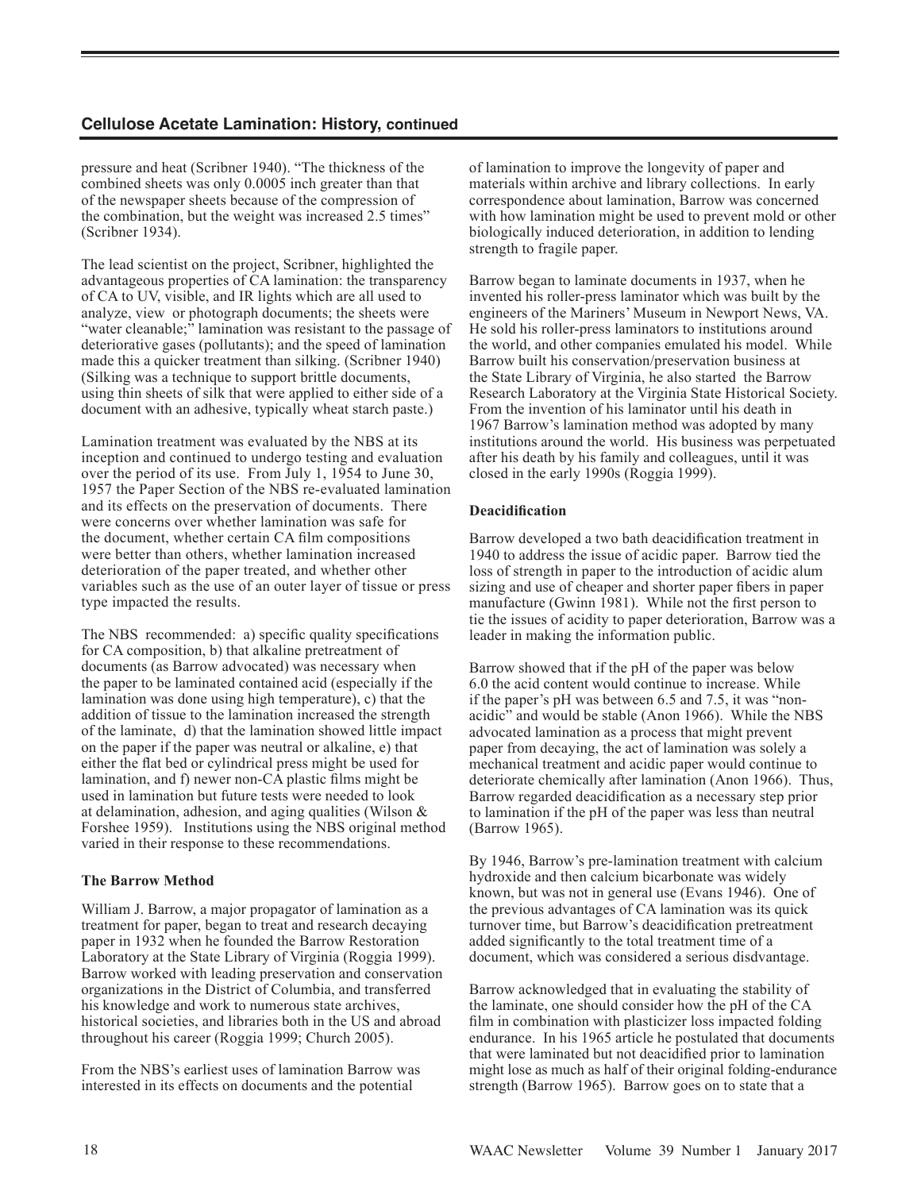pressure and heat (Scribner 1940). "The thickness of the combined sheets was only 0.0005 inch greater than that of the newspaper sheets because of the compression of the combination, but the weight was increased 2.5 times" (Scribner 1934).

The lead scientist on the project, Scribner, highlighted the advantageous properties of CA lamination: the transparency of CA to UV, visible, and IR lights which are all used to analyze, view or photograph documents; the sheets were "water cleanable;" lamination was resistant to the passage of deteriorative gases (pollutants); and the speed of lamination made this a quicker treatment than silking. (Scribner 1940) (Silking was a technique to support brittle documents, using thin sheets of silk that were applied to either side of a document with an adhesive, typically wheat starch paste.)

Lamination treatment was evaluated by the NBS at its inception and continued to undergo testing and evaluation over the period of its use. From July 1, 1954 to June 30, 1957 the Paper Section of the NBS re-evaluated lamination and its effects on the preservation of documents. There were concerns over whether lamination was safe for the document, whether certain CA film compositions were better than others, whether lamination increased deterioration of the paper treated, and whether other variables such as the use of an outer layer of tissue or press type impacted the results.

The NBS recommended: a) specific quality specifications for CA composition, b) that alkaline pretreatment of documents (as Barrow advocated) was necessary when the paper to be laminated contained acid (especially if the lamination was done using high temperature), c) that the addition of tissue to the lamination increased the strength of the laminate, d) that the lamination showed little impact on the paper if the paper was neutral or alkaline, e) that either the flat bed or cylindrical press might be used for lamination, and f) newer non-CA plastic films might be used in lamination but future tests were needed to look at delamination, adhesion, and aging qualities (Wilson & Forshee 1959). Institutions using the NBS original method varied in their response to these recommendations.

**The Barrow Method**

William J. Barrow, a major propagator of lamination as a treatment for paper, began to treat and research decaying paper in 1932 when he founded the Barrow Restoration Laboratory at the State Library of Virginia (Roggia 1999). Barrow worked with leading preservation and conservation organizations in the District of Columbia, and transferred his knowledge and work to numerous state archives, historical societies, and libraries both in the US and abroad throughout his career (Roggia 1999; Church 2005).

From the NBS's earliest uses of lamination Barrow was interested in its effects on documents and the potential of lamination to improve the longevity of paper and materials within archive and library collections. In early correspondence about lamination, Barrow was concerned with how lamination might be used to prevent mold or other biologically induced deterioration, in addition to lending strength to fragile paper.

Barrow began to laminate documents in 1937, when he invented his roller-press laminator which was built by the engineers of the Mariners' Museum in Newport News, VA. He sold his roller-press laminators to institutions around the world, and other companies emulated his model. While Barrow built his conservation/preservation business at the State Library of Virginia, he also started the Barrow Research Laboratory at the Virginia State Historical Society. From the invention of his laminator until his death in 1967 Barrow's lamination method was adopted by many institutions around the world. His business was perpetuated after his death by his family and colleagues, until it was closed in the early 1990s (Roggia 1999).

**Deacidification**

Barrow developed a two bath deacidification treatment in 1940 to address the issue of acidic paper. Barrow tied the loss of strength in paper to the introduction of acidic alum sizing and use of cheaper and shorter paper fibers in paper manufacture (Gwinn 1981). While not the first person to tie the issues of acidity to paper deterioration, Barrow was a leader in making the information public.

Barrow showed that if the pH of the paper was below 6.0 the acid content would continue to increase. While if the paper's pH was between 6.5 and 7.5, it was "non-acidic" and would be stable (Anon 1966). While the NBS advocated lamination as a process that might prevent paper from decaying, the act of lamination was solely a mechanical treatment and acidic paper would continue to deteriorate chemically after lamination (Anon 1966). Thus, Barrow regarded deacidification as a necessary step prior to lamination if the pH of the paper was less than neutral (Barrow 1965).

By 1946, Barrow's pre-lamination treatment with calcium hydroxide and then calcium bicarbonate was widely known, but was not in general use (Evans 1946). One of the previous advantages of CA lamination was its quick turnover time, but Barrow's deacidification pretreatment added significantly to the total treatment time of a document, which was considered a serious disdvantage.

Barrow acknowledged that in evaluating the stability of the laminate, one should consider how the pH of the CA film in combination with plasticizer loss impacted folding endurance. In his 1965 article he postulated that documents that were laminated but not deacidified prior to lamination might lose as much as half of their original folding-endurance strength (Barrow 1965). Barrow goes on to state that a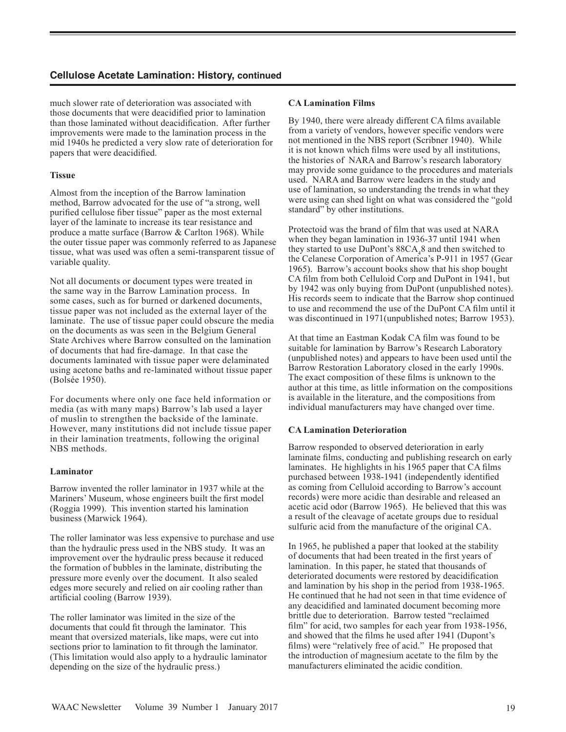much slower rate of deterioration was associated with those documents that were deacidified prior to lamination than those laminated without deacidification. After further improvements were made to the lamination process in the mid 1940s he predicted a very slow rate of deterioration for papers that were deacidified.

**Tissue**

Almost from the inception of the Barrow lamination method, Barrow advocated for the use of "a strong, well purified cellulose fiber tissue" paper as the most external layer of the laminate to increase its tear resistance and produce a matte surface (Barrow & Carlton 1968). While the outer tissue paper was commonly referred to as Japanese tissue, what was used was often a semi-transparent tissue of variable quality.

Not all documents or document types were treated in the same way in the Barrow Lamination process. In some cases, such as for burned or darkened documents, tissue paper was not included as the external layer of the laminate. The use of tissue paper could obscure the media on the documents as was seen in the Belgium General State Archives where Barrow consulted on the lamination of documents that had fire-damage. In that case the documents laminated with tissue paper were delaminated using acetone baths and re-laminated without tissue paper (Bolsée 1950).

For documents where only one face held information or media (as with many maps) Barrow's lab used a layer of muslin to strengthen the backside of the laminate. However, many institutions did not include tissue paper in their lamination treatments, following the original NBS methods.

**Laminator**

Barrow invented the roller laminator in 1937 while at the Mariners' Museum, whose engineers built the first model (Roggia 1999). This invention started his lamination business (Marwick 1964).

The roller laminator was less expensive to purchase and use than the hydraulic press used in the NBS study. It was an improvement over the hydraulic press because it reduced the formation of bubbles in the laminate, distributing the pressure more evenly over the document. It also sealed edges more securely and relied on air cooling rather than artificial cooling (Barrow 1939).

The roller laminator was limited in the size of the documents that could fit through the laminator. This meant that oversized materials, like maps, were cut into sections prior to lamination to fit through the laminator. (This limitation would also apply to a hydraulic laminator depending on the size of the hydraulic press.)

**CA Lamination Films**

By 1940, there were already different CA films available from a variety of vendors, however specific vendors were not mentioned in the NBS report (Scribner 1940). While it is not known which films were used by all institutions, the histories of NARA and Barrow's research laboratory may provide some guidance to the procedures and materials used. NARA and Barrow were leaders in the study and use of lamination, so understanding the trends in what they were using can shed light on what was considered the "gold standard" by other institutions.

Protectoid was the brand of film that was used at NARA when they began lamination in 1936-37 until 1941 when they started to use DuPont's $88CA_48$ and then switched to the Celanese Corporation of America's P-911 in 1957 (Gear 1965). Barrow's account books show that his shop bought CA film from both Celluloid Corp and DuPont in 1941, but by 1942 was only buying from DuPont (unpublished notes). His records seem to indicate that the Barrow shop continued to use and recommend the use of the DuPont CA film until it was discontinued in 1971(unpublished notes; Barrow 1953).

At that time an Eastman Kodak CA film was found to be suitable for lamination by Barrow's Research Laboratory (unpublished notes) and appears to have been used until the Barrow Restoration Laboratory closed in the early 1990s. The exact composition of these films is unknown to the author at this time, as little information on the compositions is available in the literature, and the compositions from individual manufacturers may have changed over time.

**CA Lamination Deterioration**

Barrow responded to observed deterioration in early laminate films, conducting and publishing research on early laminates. He highlights in his 1965 paper that CA films purchased between 1938-1941 (independently identified as coming from Celluloid according to Barrow's account records) were more acidic than desirable and released an acetic acid odor (Barrow 1965). He believed that this was a result of the cleavage of acetate groups due to residual sulfuric acid from the manufacture of the original CA.

In 1965, he published a paper that looked at the stability of documents that had been treated in the first years of lamination. In this paper, he stated that thousands of deteriorated documents were restored by deacidification and lamination by his shop in the period from 1938-1965. He continued that he had not seen in that time evidence of any deacidified and laminated document becoming more brittle due to deterioration. Barrow tested "reclaimed film" for acid, two samples for each year from 1938-1956, and showed that the films he used after 1941 (Dupont's films) were "relatively free of acid." He proposed that the introduction of magnesium acetate to the film by the manufacturers eliminated the acidic condition.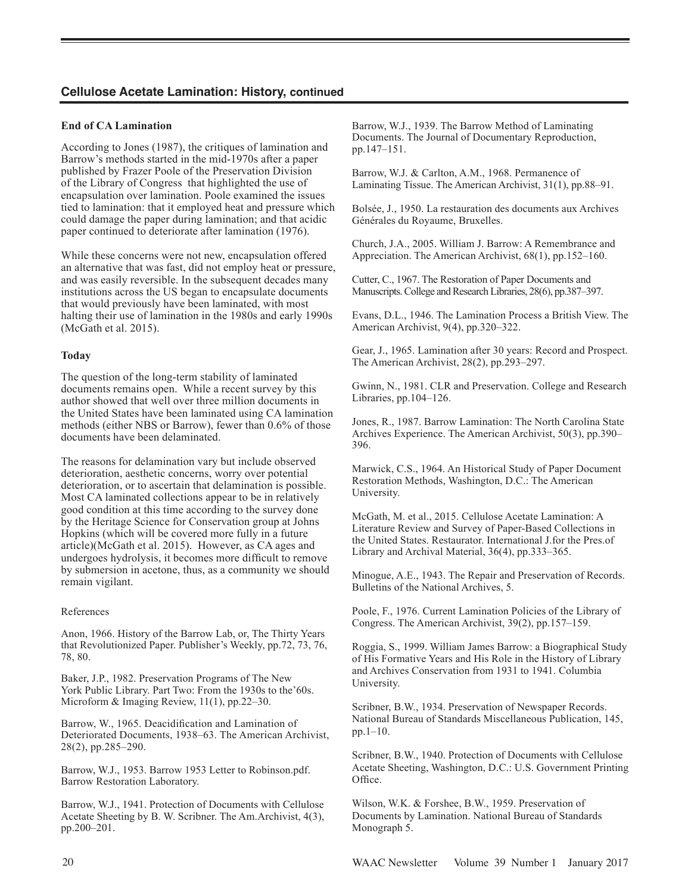## Cellulose Acetate Lamination: History, continued

### End of CA Lamination

According to Jones (1987), the critiques of lamination and Barrow's methods started in the mid-1970s after a paper published by Frazer Poole of the Preservation Division of the Library of Congress that highlighted the use of encapsulation over lamination. Poole examined the issues tied to lamination: that it employed heat and pressure which could damage the paper during lamination; and that acidic paper continued to deteriorate after lamination (1976).

While these concerns were not new, encapsulation offered an alternative that was fast, did not employ heat or pressure, and was easily reversible. In the subsequent decades many institutions across the US began to encapsulate documents that would previously have been laminated, with most halting their use of lamination in the 1980s and early 1990s (McGath et al. 2015).

### Today

The question of the long-term stability of laminated documents remains open. While a recent survey by this author showed that well over three million documents in the United States have been laminated using CA lamination methods (either NBS or Barrow), fewer than 0.6% of those documents have been delaminated.

The reasons for delamination vary but include observed deterioration, aesthetic concerns, worry over potential deterioration, or to ascertain that delamination is possible. Most CA laminated collections appear to be in relatively good condition at this time according to the survey done by the Heritage Science for Conservation group at Johns Hopkins (which will be covered more fully in a future article)(McGath et al. 2015). However, as CA ages and undergoes hydrolysis, it becomes more difficult to remove by submersion in acetone, thus, as a community we should remain vigilant.

References

Anon, 1966. History of the Barrow Lab, or, The Thirty Years that Revolutionized Paper. Publisher's Weekly, pp.72, 73, 76, 78, 80.

Baker, J.P., 1982. Preservation Programs of The New York Public Library. Part Two: From the 1930s to the'60s. Microform & Imaging Review, 11(1), pp.22–30.

Barrow, W., 1965. Deacidification and Lamination of Deteriorated Documents, 1938–63. The American Archivist, 28(2), pp.285–290.

Barrow, W.J., 1953. Barrow 1953 Letter to Robinson.pdf. Barrow Restoration Laboratory.

Barrow, W.J., 1941. Protection of Documents with Cellulose Acetate Sheeting by B. W. Scribner. The Am.Archivist, 4(3), pp.200–201.

Barrow, W.J., 1939. The Barrow Method of Laminating Documents. The Journal of Documentary Reproduction, pp.147–151.

Barrow, W.J. & Carlton, A.M., 1968. Permanence of Laminating Tissue. The American Archivist, 31(1), pp.88–91.

Bolsée, J., 1950. La restauration des documents aux Archives Générales du Royaume, Bruxelles.

Church, J.A., 2005. William J. Barrow: A Remembrance and Appreciation. The American Archivist, 68(1), pp.152–160.

Cutter, C., 1967. The Restoration of Paper Documents and Manuscripts. College and Research Libraries, 28(6), pp.387–397.

Evans, D.L., 1946. The Lamination Process a British View. The American Archivist, 9(4), pp.320–322.

Gear, J., 1965. Lamination after 30 years: Record and Prospect. The American Archivist, 28(2), pp.293–297.

Gwinn, N., 1981. CLR and Preservation. College and Research Libraries, pp.104–126.

Jones, R., 1987. Barrow Lamination: The North Carolina State Archives Experience. The American Archivist, 50(3), pp.390–396.

Marwick, C.S., 1964. An Historical Study of Paper Document Restoration Methods, Washington, D.C.: The American University.

McGath, M. et al., 2015. Cellulose Acetate Lamination: A Literature Review and Survey of Paper-Based Collections in the United States. Restaurator. International J.for the Pres.of Library and Archival Material, 36(4), pp.333–365.

Minogue, A.E., 1943. The Repair and Preservation of Records. Bulletins of the National Archives, 5.

Poole, F., 1976. Current Lamination Policies of the Library of Congress. The American Archivist, 39(2), pp.157–159.

Roggia, S., 1999. William James Barrow: a Biographical Study of His Formative Years and His Role in the History of Library and Archives Conservation from 1931 to 1941. Columbia University.

Scribner, B.W., 1934. Preservation of Newspaper Records. National Bureau of Standards Miscellaneous Publication, 145, pp.1–10.

Scribner, B.W., 1940. Protection of Documents with Cellulose Acetate Sheeting, Washington, D.C.: U.S. Government Printing Office.

Wilson, W.K. & Forshee, B.W., 1959. Preservation of Documents by Lamination. National Bureau of Standards Monograph 5.